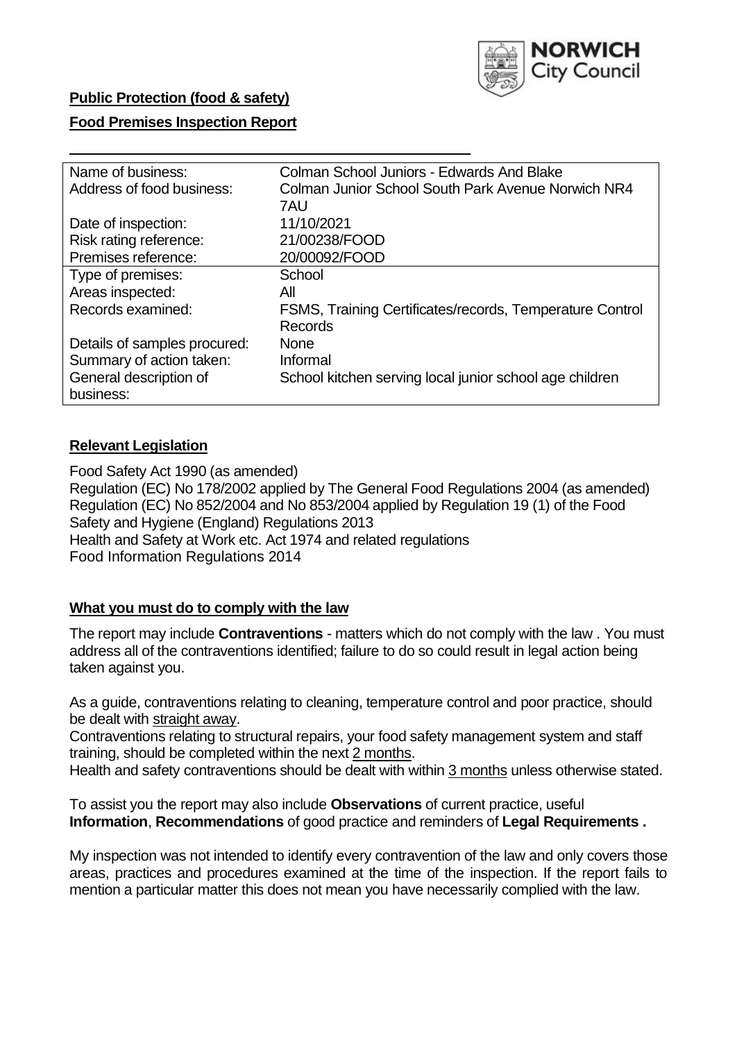**Public Protection (food & safety)**

**Food Premises Inspection Report**

| Name of business: | Colman School Juniors - Edwards And Blake |
|---|---|
| Address of food business: | Colman Junior School South Park Avenue Norwich NR4 7AU |
| Date of inspection: | 11/10/2021 |
| Risk rating reference: | 21/00238/FOOD |
| Premises reference: | 20/00092/FOOD |
| Type of premises: | School |
| Areas inspected: | All |
| Records examined: | FSMS, Training Certificates/records, Temperature Control Records |
| Details of samples procured: | None |
| Summary of action taken: | Informal |
| General description of business: | School kitchen serving local junior school age children |

## **Relevant Legislation**

Food Safety Act 1990 (as amended)
Regulation (EC) No 178/2002 applied by The General Food Regulations 2004 (as amended)
Regulation (EC) No 852/2004 and No 853/2004 applied by Regulation 19 (1) of the Food Safety and Hygiene (England) Regulations 2013
Health and Safety at Work etc. Act 1974 and related regulations
Food Information Regulations 2014

## **What you must do to comply with the law**

The report may include **Contraventions** - matters which do not comply with the law . You must address all of the contraventions identified; failure to do so could result in legal action being taken against you.

As a guide, contraventions relating to cleaning, temperature control and poor practice, should be dealt with straight away.

Contraventions relating to structural repairs, your food safety management system and staff training, should be completed within the next 2 months.

Health and safety contraventions should be dealt with within 3 months unless otherwise stated.

To assist you the report may also include **Observations** of current practice, useful **Information**, **Recommendations** of good practice and reminders of **Legal Requirements .**

My inspection was not intended to identify every contravention of the law and only covers those areas, practices and procedures examined at the time of the inspection. If the report fails to mention a particular matter this does not mean you have necessarily complied with the law.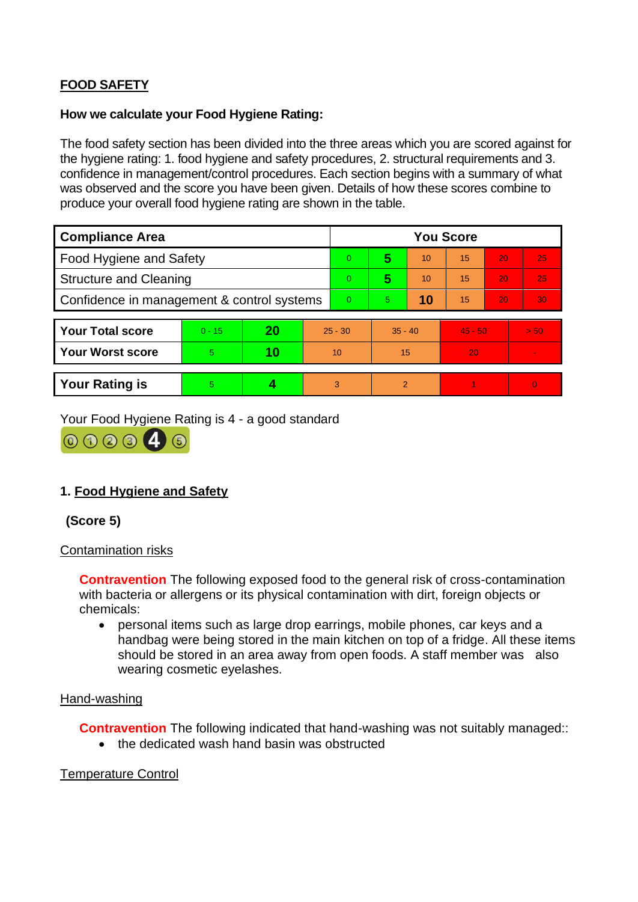**FOOD SAFETY**

**How we calculate your Food Hygiene Rating:**

The food safety section has been divided into the three areas which you are scored against for the hygiene rating: 1. food hygiene and safety procedures, 2. structural requirements and 3. confidence in management/control procedures. Each section begins with a summary of what was observed and the score you have been given. Details of how these scores combine to produce your overall food hygiene rating are shown in the table.

| Compliance Area | You Score | | | | | |
|---|---|---|---|---|---|---|
| Food Hygiene and Safety | 0 | **5** | 10 | 15 | 20 | 25 |
| Structure and Cleaning | 0 | **5** | 10 | 15 | 20 | 25 |
| Confidence in management & control systems | 0 | 5 | **10** | 15 | 20 | 30 |

| | | | | | | |
|---|---|---|---|---|---|---|
| **Your Total score** | 0 - 15 | **20** | 25 - 30 | 35 - 40 | 45 - 50 | > 50 |
| **Your Worst score** | 5 | **10** | 10 | 15 | 20 | - |

| | | | | | | |
|---|---|---|---|---|---|---|
| **Your Rating is** | 5 | **4** | 3 | 2 | 1 | 0 |

Your Food Hygiene Rating is 4 - a good standard

## 1. Food Hygiene and Safety

**(Score 5)**

Contamination risks

**Contravention** The following exposed food to the general risk of cross-contamination with bacteria or allergens or its physical contamination with dirt, foreign objects or chemicals:

- personal items such as large drop earrings, mobile phones, car keys and a handbag were being stored in the main kitchen on top of a fridge. All these items should be stored in an area away from open foods. A staff member was also wearing cosmetic eyelashes.

Hand-washing

**Contravention** The following indicated that hand-washing was not suitably managed::

- the dedicated wash hand basin was obstructed

Temperature Control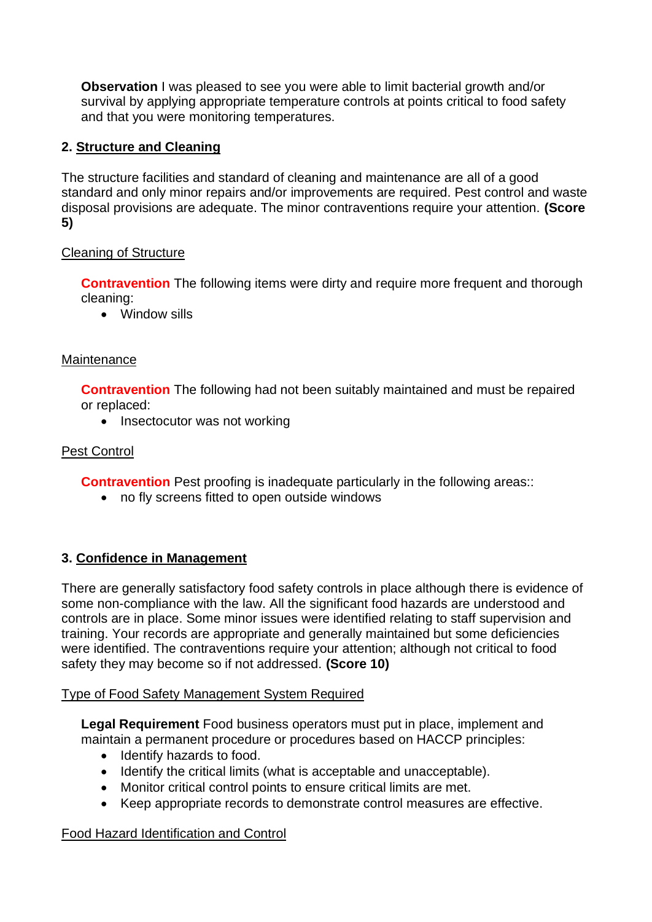**Observation** I was pleased to see you were able to limit bacterial growth and/or survival by applying appropriate temperature controls at points critical to food safety and that you were monitoring temperatures.

## 2. Structure and Cleaning

The structure facilities and standard of cleaning and maintenance are all of a good standard and only minor repairs and/or improvements are required. Pest control and waste disposal provisions are adequate. The minor contraventions require your attention. **(Score 5)**

Cleaning of Structure

**Contravention** The following items were dirty and require more frequent and thorough cleaning:

- Window sills

Maintenance

**Contravention** The following had not been suitably maintained and must be repaired or replaced:

- Insectocutor was not working

Pest Control

**Contravention** Pest proofing is inadequate particularly in the following areas::

- no fly screens fitted to open outside windows

## 3. Confidence in Management

There are generally satisfactory food safety controls in place although there is evidence of some non-compliance with the law. All the significant food hazards are understood and controls are in place. Some minor issues were identified relating to staff supervision and training. Your records are appropriate and generally maintained but some deficiencies were identified. The contraventions require your attention; although not critical to food safety they may become so if not addressed. **(Score 10)**

Type of Food Safety Management System Required

**Legal Requirement** Food business operators must put in place, implement and maintain a permanent procedure or procedures based on HACCP principles:

- Identify hazards to food.
- Identify the critical limits (what is acceptable and unacceptable).
- Monitor critical control points to ensure critical limits are met.
- Keep appropriate records to demonstrate control measures are effective.

Food Hazard Identification and Control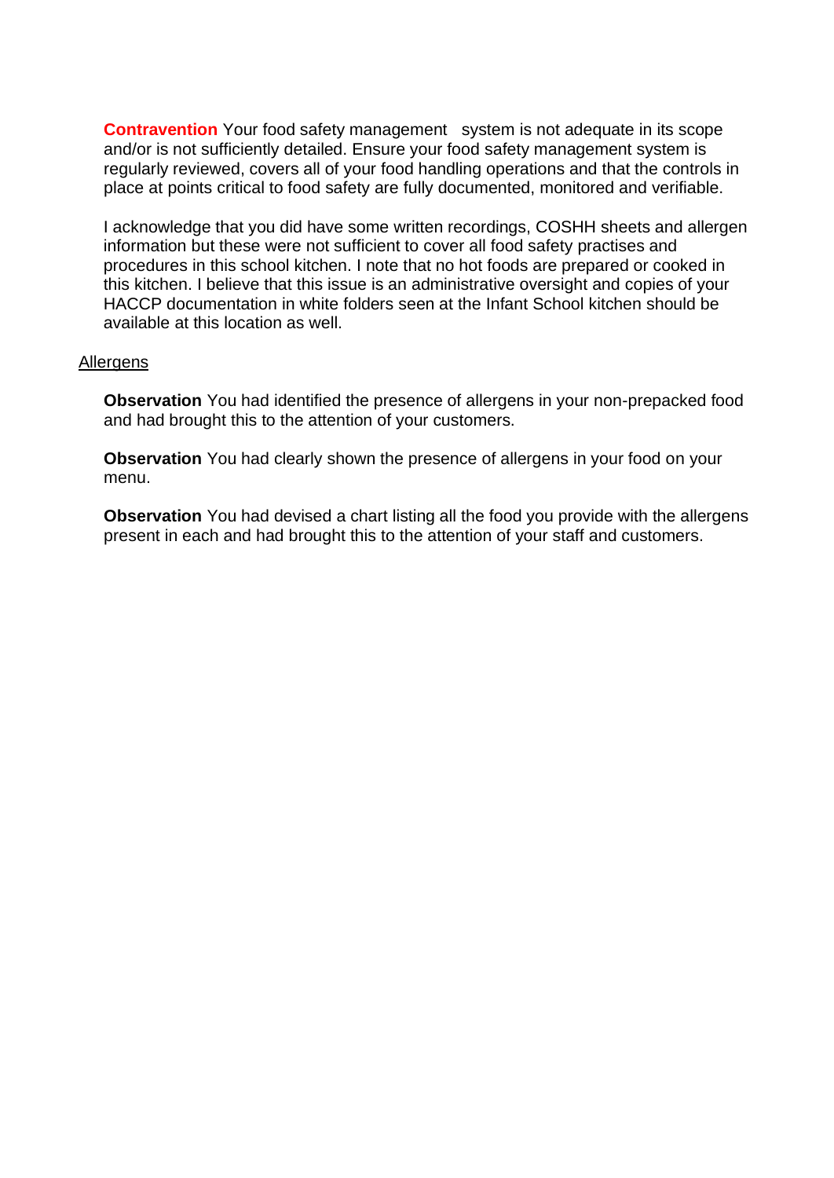**Contravention** Your food safety management system is not adequate in its scope and/or is not sufficiently detailed. Ensure your food safety management system is regularly reviewed, covers all of your food handling operations and that the controls in place at points critical to food safety are fully documented, monitored and verifiable.

I acknowledge that you did have some written recordings, COSHH sheets and allergen information but these were not sufficient to cover all food safety practises and procedures in this school kitchen. I note that no hot foods are prepared or cooked in this kitchen. I believe that this issue is an administrative oversight and copies of your HACCP documentation in white folders seen at the Infant School kitchen should be available at this location as well.

Allergens

**Observation** You had identified the presence of allergens in your non-prepacked food and had brought this to the attention of your customers.

**Observation** You had clearly shown the presence of allergens in your food on your menu.

**Observation** You had devised a chart listing all the food you provide with the allergens present in each and had brought this to the attention of your staff and customers.